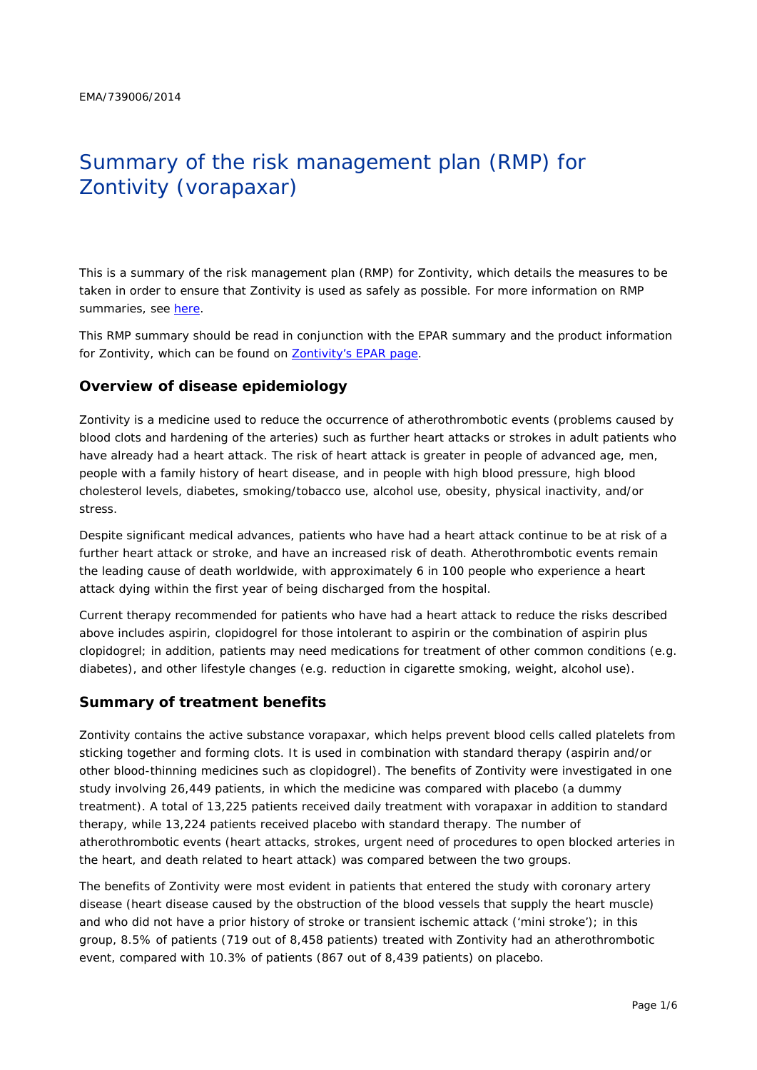EMA/739006/2014

# Summary of the risk management plan (RMP) for Zontivity (vorapaxar)

This is a summary of the risk management plan (RMP) for Zontivity, which details the measures to be taken in order to ensure that Zontivity is used as safely as possible. For more information on RMP summaries, see here.

This RMP summary should be read in conjunction with the EPAR summary and the product information for Zontivity, which can be found on Zontivity's EPAR page.

## Overview of disease epidemiology

Zontivity is a medicine used to reduce the occurrence of atherothrombotic events (problems caused by blood clots and hardening of the arteries) such as further heart attacks or strokes in adult patients who have already had a heart attack. The risk of heart attack is greater in people of advanced age, men, people with a family history of heart disease, and in people with high blood pressure, high blood cholesterol levels, diabetes, smoking/tobacco use, alcohol use, obesity, physical inactivity, and/or stress.

Despite significant medical advances, patients who have had a heart attack continue to be at risk of a further heart attack or stroke, and have an increased risk of death. Atherothrombotic events remain the leading cause of death worldwide, with approximately 6 in 100 people who experience a heart attack dying within the first year of being discharged from the hospital.

Current therapy recommended for patients who have had a heart attack to reduce the risks described above includes aspirin, clopidogrel for those intolerant to aspirin or the combination of aspirin plus clopidogrel; in addition, patients may need medications for treatment of other common conditions (e.g. diabetes), and other lifestyle changes (e.g. reduction in cigarette smoking, weight, alcohol use).

## Summary of treatment benefits

Zontivity contains the active substance vorapaxar, which helps prevent blood cells called platelets from sticking together and forming clots. It is used in combination with standard therapy (aspirin and/or other blood-thinning medicines such as clopidogrel). The benefits of Zontivity were investigated in one study involving 26,449 patients, in which the medicine was compared with placebo (a dummy treatment). A total of 13,225 patients received daily treatment with vorapaxar in addition to standard therapy, while 13,224 patients received placebo with standard therapy. The number of atherothrombotic events (heart attacks, strokes, urgent need of procedures to open blocked arteries in the heart, and death related to heart attack) was compared between the two groups.

The benefits of Zontivity were most evident in patients that entered the study with coronary artery disease (heart disease caused by the obstruction of the blood vessels that supply the heart muscle) and who did not have a prior history of stroke or transient ischemic attack ('mini stroke'); in this group, 8.5% of patients (719 out of 8,458 patients) treated with Zontivity had an atherothrombotic event, compared with 10.3% of patients (867 out of 8,439 patients) on placebo.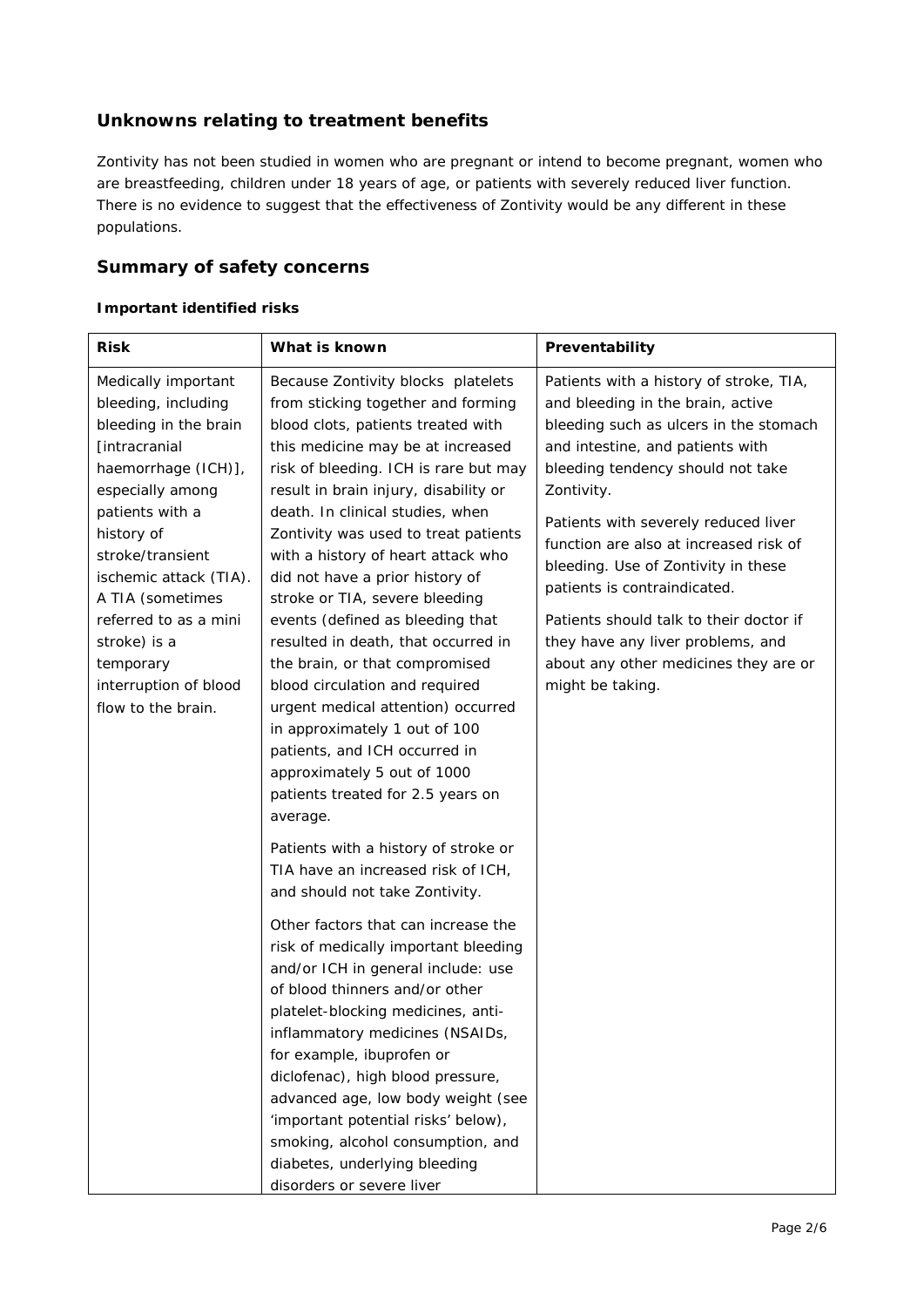## Unknowns relating to treatment benefits

Zontivity has not been studied in women who are pregnant or intend to become pregnant, women who are breastfeeding, children under 18 years of age, or patients with severely reduced liver function. There is no evidence to suggest that the effectiveness of Zontivity would be any different in these populations.

## Summary of safety concerns

### Important identified risks

| Risk | What is known | Preventability |
|---|---|---|
| Medically important bleeding, including bleeding in the brain [intracranial haemorrhage (ICH)], especially among patients with a history of stroke/transient ischemic attack (TIA). A TIA (sometimes referred to as a mini stroke) is a temporary interruption of blood flow to the brain. | Because Zontivity blocks platelets from sticking together and forming blood clots, patients treated with this medicine may be at increased risk of bleeding. ICH is rare but may result in brain injury, disability or death. In clinical studies, when Zontivity was used to treat patients with a history of heart attack who did not have a prior history of stroke or TIA, severe bleeding events (defined as bleeding that resulted in death, that occurred in the brain, or that compromised blood circulation and required urgent medical attention) occurred in approximately 1 out of 100 patients, and ICH occurred in approximately 5 out of 1000 patients treated for 2.5 years on average.<br><br>Patients with a history of stroke or TIA have an increased risk of ICH, and should not take Zontivity.<br><br>Other factors that can increase the risk of medically important bleeding and/or ICH in general include: use of blood thinners and/or other platelet-blocking medicines, anti-inflammatory medicines (NSAIDs, for example, ibuprofen or diclofenac), high blood pressure, advanced age, low body weight (see 'important potential risks' below), smoking, alcohol consumption, and diabetes, underlying bleeding disorders or severe liver | Patients with a history of stroke, TIA, and bleeding in the brain, active bleeding such as ulcers in the stomach and intestine, and patients with bleeding tendency should not take Zontivity.<br><br>Patients with severely reduced liver function are also at increased risk of bleeding. Use of Zontivity in these patients is contraindicated.<br><br>Patients should talk to their doctor if they have any liver problems, and about any other medicines they are or might be taking. |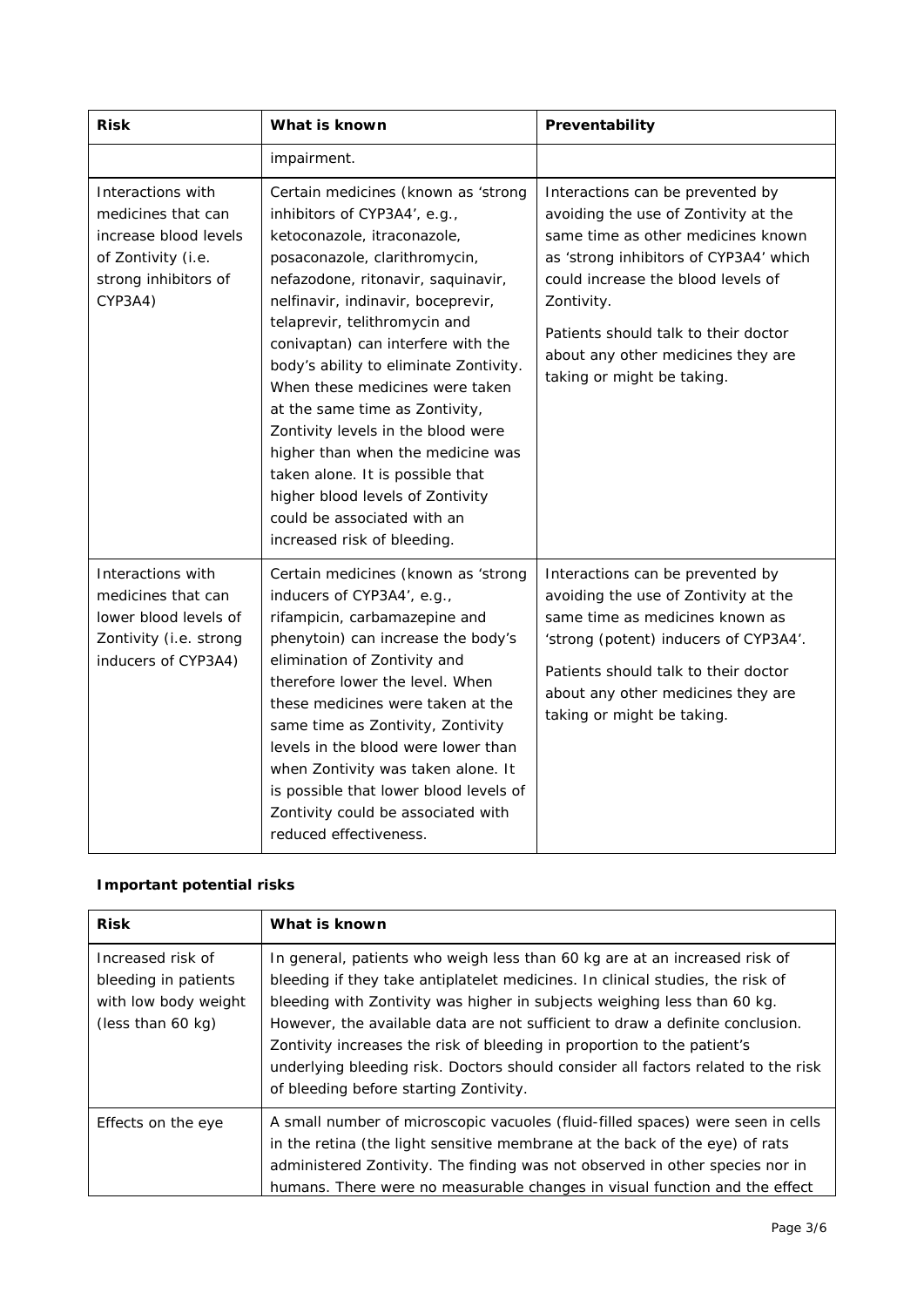| Risk | What is known | Preventability |
|---|---|---|
| | impairment. | |
| Interactions with medicines that can increase blood levels of Zontivity (i.e. strong inhibitors of CYP3A4) | Certain medicines (known as 'strong inhibitors of CYP3A4', e.g., ketoconazole, itraconazole, posaconazole, clarithromycin, nefazodone, ritonavir, saquinavir, nelfinavir, indinavir, boceprevir, telaprevir, telithromycin and conivaptan) can interfere with the body's ability to eliminate Zontivity. When these medicines were taken at the same time as Zontivity, Zontivity levels in the blood were higher than when the medicine was taken alone. It is possible that higher blood levels of Zontivity could be associated with an increased risk of bleeding. | Interactions can be prevented by avoiding the use of Zontivity at the same time as other medicines known as 'strong inhibitors of CYP3A4' which could increase the blood levels of Zontivity.<br><br>Patients should talk to their doctor about any other medicines they are taking or might be taking. |
| Interactions with medicines that can lower blood levels of Zontivity (i.e. strong inducers of CYP3A4) | Certain medicines (known as 'strong inducers of CYP3A4', e.g., rifampicin, carbamazepine and phenytoin) can increase the body's elimination of Zontivity and therefore lower the level. When these medicines were taken at the same time as Zontivity, Zontivity levels in the blood were lower than when Zontivity was taken alone. It is possible that lower blood levels of Zontivity could be associated with reduced effectiveness. | Interactions can be prevented by avoiding the use of Zontivity at the same time as medicines known as 'strong (potent) inducers of CYP3A4'.<br><br>Patients should talk to their doctor about any other medicines they are taking or might be taking. |

**Important potential risks**

| Risk | What is known |
|---|---|
| Increased risk of bleeding in patients with low body weight (less than 60 kg) | In general, patients who weigh less than 60 kg are at an increased risk of bleeding if they take antiplatelet medicines. In clinical studies, the risk of bleeding with Zontivity was higher in subjects weighing less than 60 kg. However, the available data are not sufficient to draw a definite conclusion. Zontivity increases the risk of bleeding in proportion to the patient's underlying bleeding risk. Doctors should consider all factors related to the risk of bleeding before starting Zontivity. |
| Effects on the eye | A small number of microscopic vacuoles (fluid-filled spaces) were seen in cells in the retina (the light sensitive membrane at the back of the eye) of rats administered Zontivity. The finding was not observed in other species nor in humans. There were no measurable changes in visual function and the effect |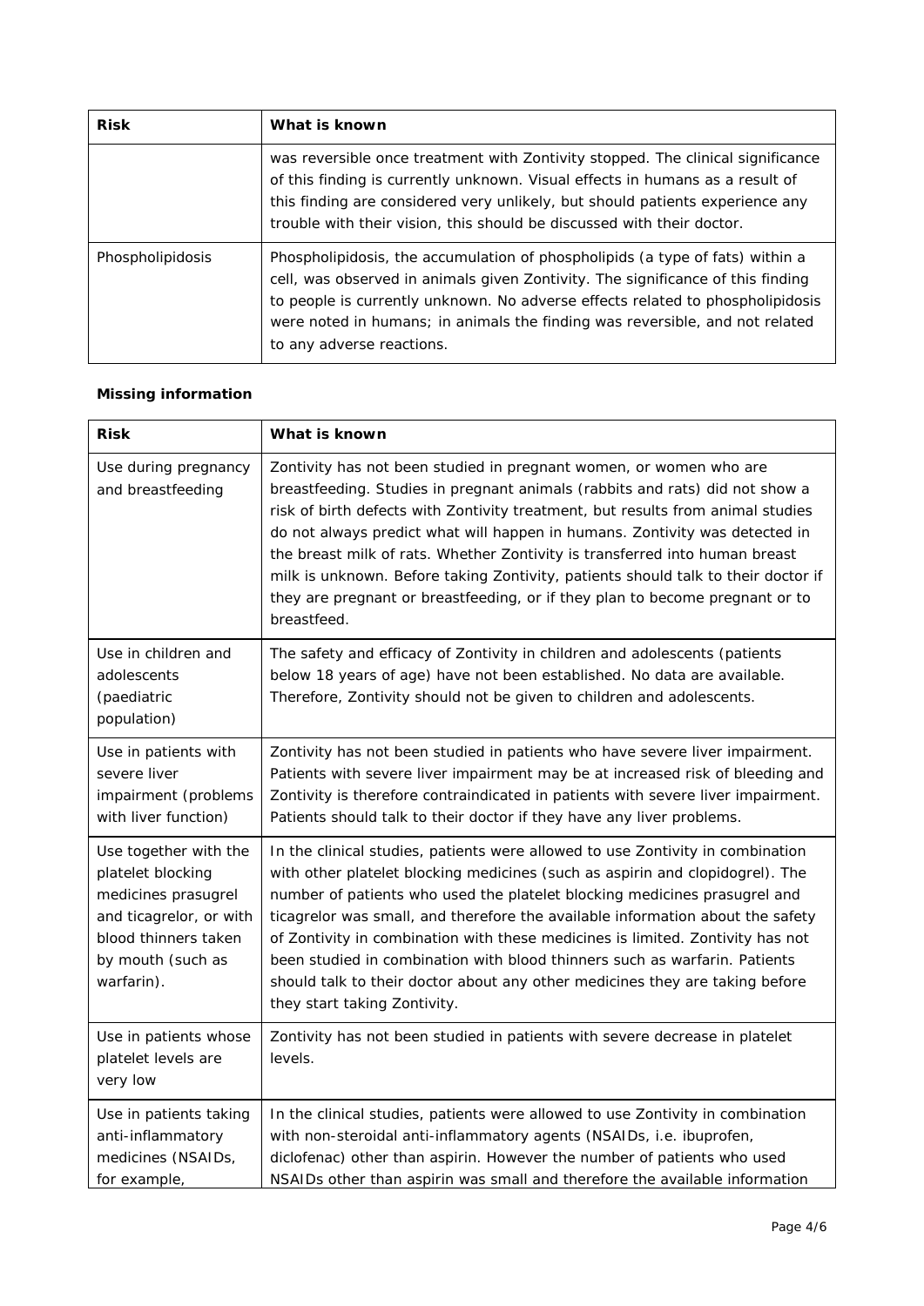| Risk | What is known |
| --- | --- |
| | was reversible once treatment with Zontivity stopped. The clinical significance of this finding is currently unknown. Visual effects in humans as a result of this finding are considered very unlikely, but should patients experience any trouble with their vision, this should be discussed with their doctor. |
| Phospholipidosis | Phospholipidosis, the accumulation of phospholipids (a type of fats) within a cell, was observed in animals given Zontivity. The significance of this finding to people is currently unknown. No adverse effects related to phospholipidosis were noted in humans; in animals the finding was reversible, and not related to any adverse reactions. |

**Missing information**

| Risk | What is known |
| --- | --- |
| Use during pregnancy and breastfeeding | Zontivity has not been studied in pregnant women, or women who are breastfeeding. Studies in pregnant animals (rabbits and rats) did not show a risk of birth defects with Zontivity treatment, but results from animal studies do not always predict what will happen in humans. Zontivity was detected in the breast milk of rats. Whether Zontivity is transferred into human breast milk is unknown. Before taking Zontivity, patients should talk to their doctor if they are pregnant or breastfeeding, or if they plan to become pregnant or to breastfeed. |
| Use in children and adolescents (paediatric population) | The safety and efficacy of Zontivity in children and adolescents (patients below 18 years of age) have not been established. No data are available. Therefore, Zontivity should not be given to children and adolescents. |
| Use in patients with severe liver impairment (problems with liver function) | Zontivity has not been studied in patients who have severe liver impairment. Patients with severe liver impairment may be at increased risk of bleeding and Zontivity is therefore contraindicated in patients with severe liver impairment. Patients should talk to their doctor if they have any liver problems. |
| Use together with the platelet blocking medicines prasugrel and ticagrelor, or with blood thinners taken by mouth (such as warfarin). | In the clinical studies, patients were allowed to use Zontivity in combination with other platelet blocking medicines (such as aspirin and clopidogrel). The number of patients who used the platelet blocking medicines prasugrel and ticagrelor was small, and therefore the available information about the safety of Zontivity in combination with these medicines is limited. Zontivity has not been studied in combination with blood thinners such as warfarin. Patients should talk to their doctor about any other medicines they are taking before they start taking Zontivity. |
| Use in patients whose platelet levels are very low | Zontivity has not been studied in patients with severe decrease in platelet levels. |
| Use in patients taking anti-inflammatory medicines (NSAIDs, for example, | In the clinical studies, patients were allowed to use Zontivity in combination with non-steroidal anti-inflammatory agents (NSAIDs, i.e. ibuprofen, diclofenac) other than aspirin. However the number of patients who used NSAIDs other than aspirin was small and therefore the available information |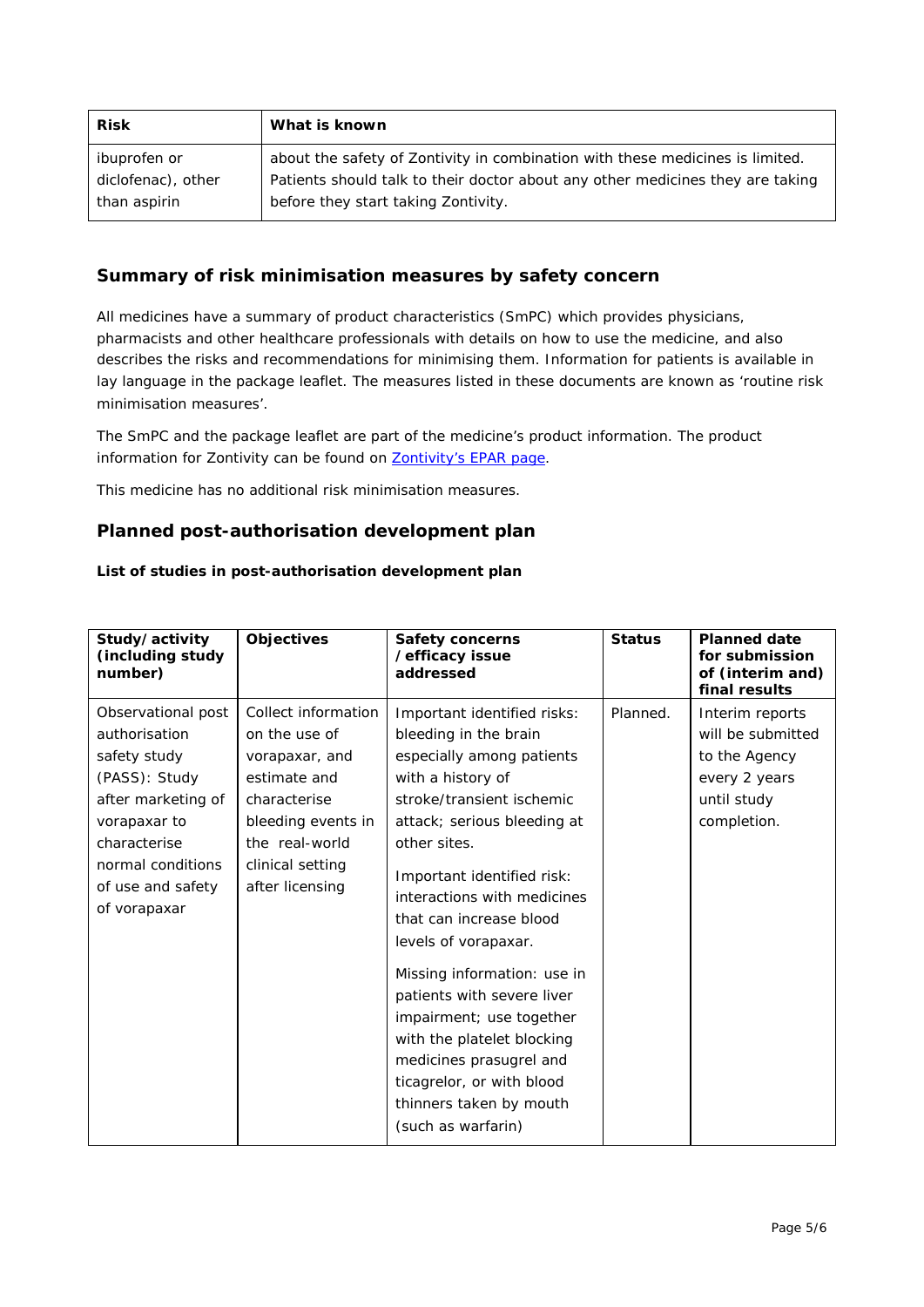| Risk | What is known |
| --- | --- |
| ibuprofen or diclofenac), other than aspirin | about the safety of Zontivity in combination with these medicines is limited. Patients should talk to their doctor about any other medicines they are taking before they start taking Zontivity. |

## Summary of risk minimisation measures by safety concern

All medicines have a summary of product characteristics (SmPC) which provides physicians, pharmacists and other healthcare professionals with details on how to use the medicine, and also describes the risks and recommendations for minimising them. Information for patients is available in lay language in the package leaflet. The measures listed in these documents are known as 'routine risk minimisation measures'.

The SmPC and the package leaflet are part of the medicine's product information. The product information for Zontivity can be found on Zontivity's EPAR page.

This medicine has no additional risk minimisation measures.

## Planned post-authorisation development plan

**List of studies in post-authorisation development plan**

| Study/activity (including study number) | Objectives | Safety concerns /efficacy issue addressed | Status | Planned date for submission of (interim and) final results |
| --- | --- | --- | --- | --- |
| Observational post authorisation safety study (PASS): Study after marketing of vorapaxar to characterise normal conditions of use and safety of vorapaxar | Collect information on the use of vorapaxar, and estimate and characterise bleeding events in the real-world clinical setting after licensing | Important identified risks: bleeding in the brain especially among patients with a history of stroke/transient ischemic attack; serious bleeding at other sites.<br><br>Important identified risk: interactions with medicines that can increase blood levels of vorapaxar.<br><br>Missing information: use in patients with severe liver impairment; use together with the platelet blocking medicines prasugrel and ticagrelor, or with blood thinners taken by mouth (such as warfarin) | Planned. | Interim reports will be submitted to the Agency every 2 years until study completion. |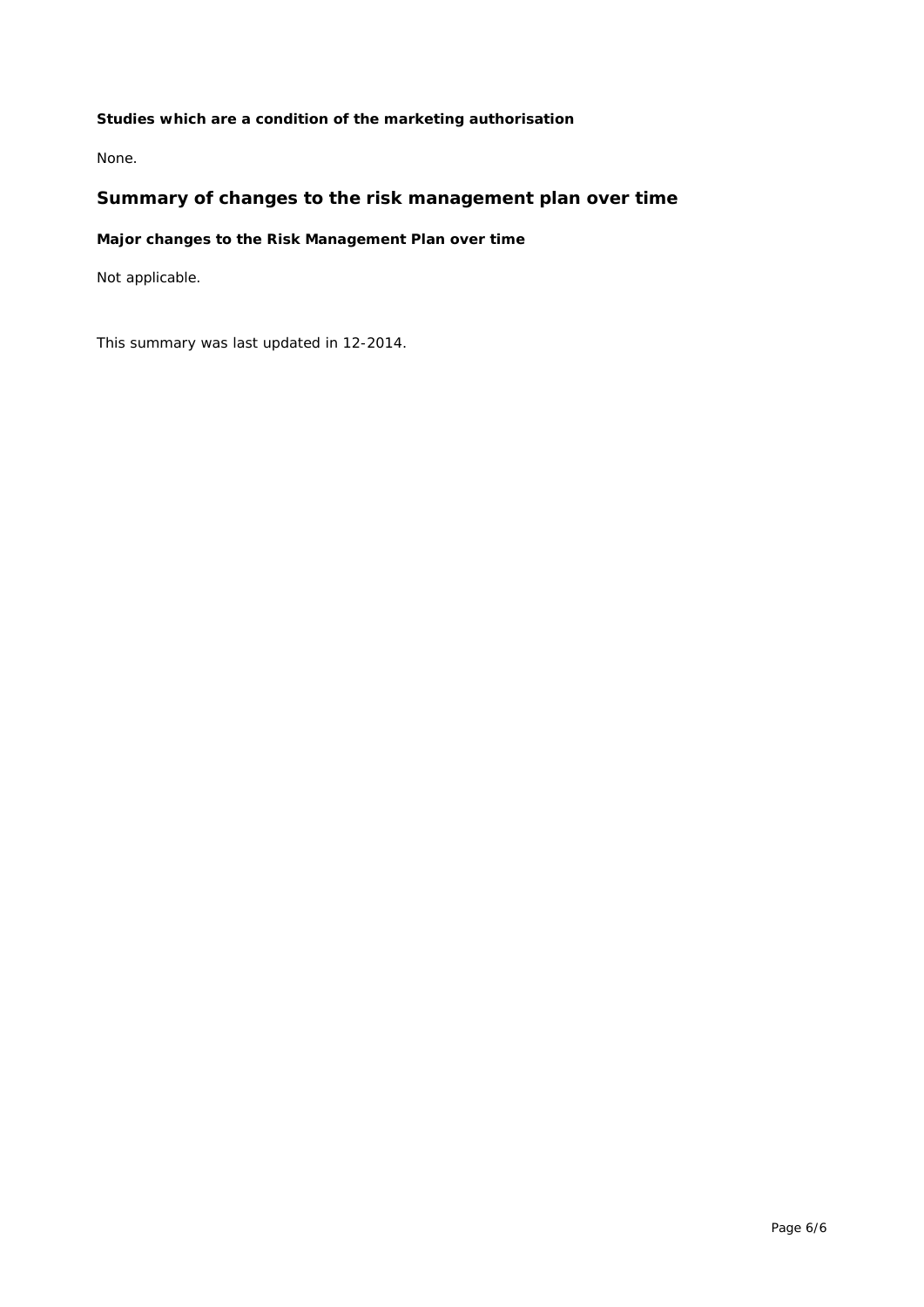### Studies which are a condition of the marketing authorisation

None.

## Summary of changes to the risk management plan over time

### Major changes to the Risk Management Plan over time

Not applicable.

This summary was last updated in 12-2014.